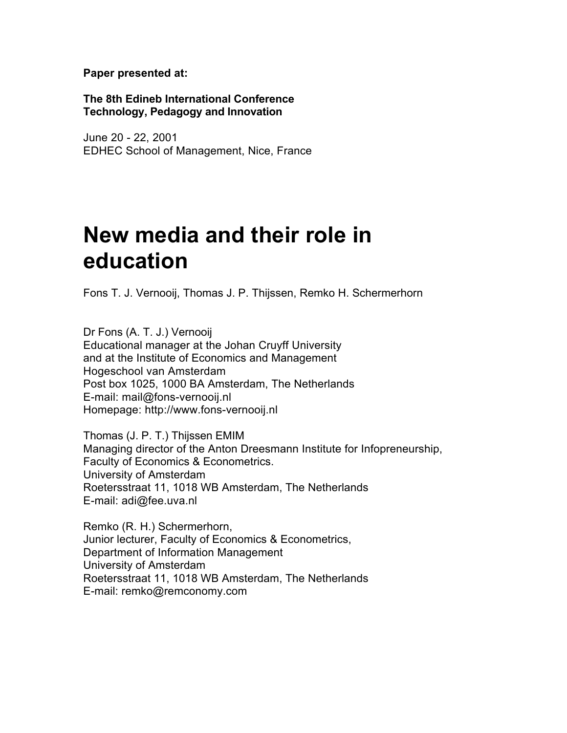**Paper presented at:**

**The 8th Edineb International Conference**
**Technology, Pedagogy and Innovation**

June 20 - 22, 2001
EDHEC School of Management, Nice, France

# New media and their role in education

Fons T. J. Vernooij, Thomas J. P. Thijssen, Remko H. Schermerhorn

Dr Fons (A. T. J.) Vernooij
Educational manager at the Johan Cruyff University
and at the Institute of Economics and Management
Hogeschool van Amsterdam
Post box 1025, 1000 BA Amsterdam, The Netherlands
E-mail: mail@fons-vernooij.nl
Homepage: http://www.fons-vernooij.nl

Thomas (J. P. T.) Thijssen EMIM
Managing director of the Anton Dreesmann Institute for Infopreneurship,
Faculty of Economics & Econometrics.
University of Amsterdam
Roetersstraat 11, 1018 WB Amsterdam, The Netherlands
E-mail: adi@fee.uva.nl

Remko (R. H.) Schermerhorn,
Junior lecturer, Faculty of Economics & Econometrics,
Department of Information Management
University of Amsterdam
Roetersstraat 11, 1018 WB Amsterdam, The Netherlands
E-mail: remko@remconomy.com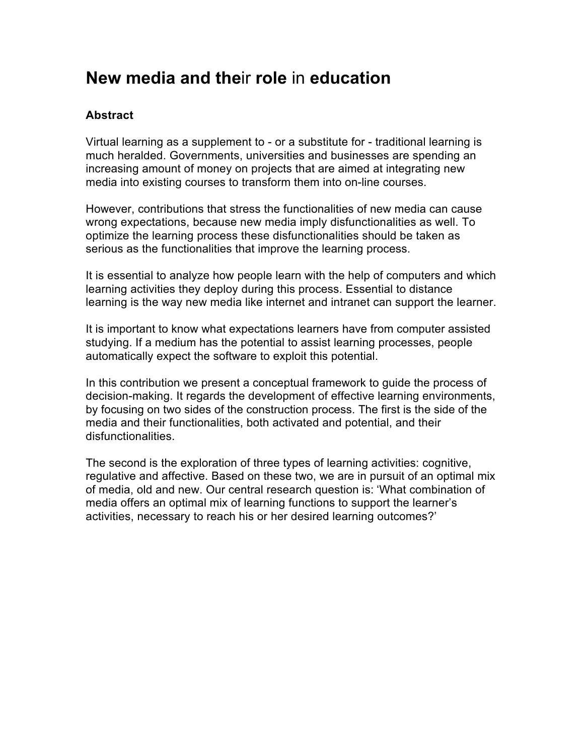# New media and their role in education

## Abstract

Virtual learning as a supplement to - or a substitute for - traditional learning is much heralded. Governments, universities and businesses are spending an increasing amount of money on projects that are aimed at integrating new media into existing courses to transform them into on-line courses.

However, contributions that stress the functionalities of new media can cause wrong expectations, because new media imply disfunctionalities as well. To optimize the learning process these disfunctionalities should be taken as serious as the functionalities that improve the learning process.

It is essential to analyze how people learn with the help of computers and which learning activities they deploy during this process. Essential to distance learning is the way new media like internet and intranet can support the learner.

It is important to know what expectations learners have from computer assisted studying. If a medium has the potential to assist learning processes, people automatically expect the software to exploit this potential.

In this contribution we present a conceptual framework to guide the process of decision-making. It regards the development of effective learning environments, by focusing on two sides of the construction process. The first is the side of the media and their functionalities, both activated and potential, and their disfunctionalities.

The second is the exploration of three types of learning activities: cognitive, regulative and affective. Based on these two, we are in pursuit of an optimal mix of media, old and new. Our central research question is: 'What combination of media offers an optimal mix of learning functions to support the learner's activities, necessary to reach his or her desired learning outcomes?'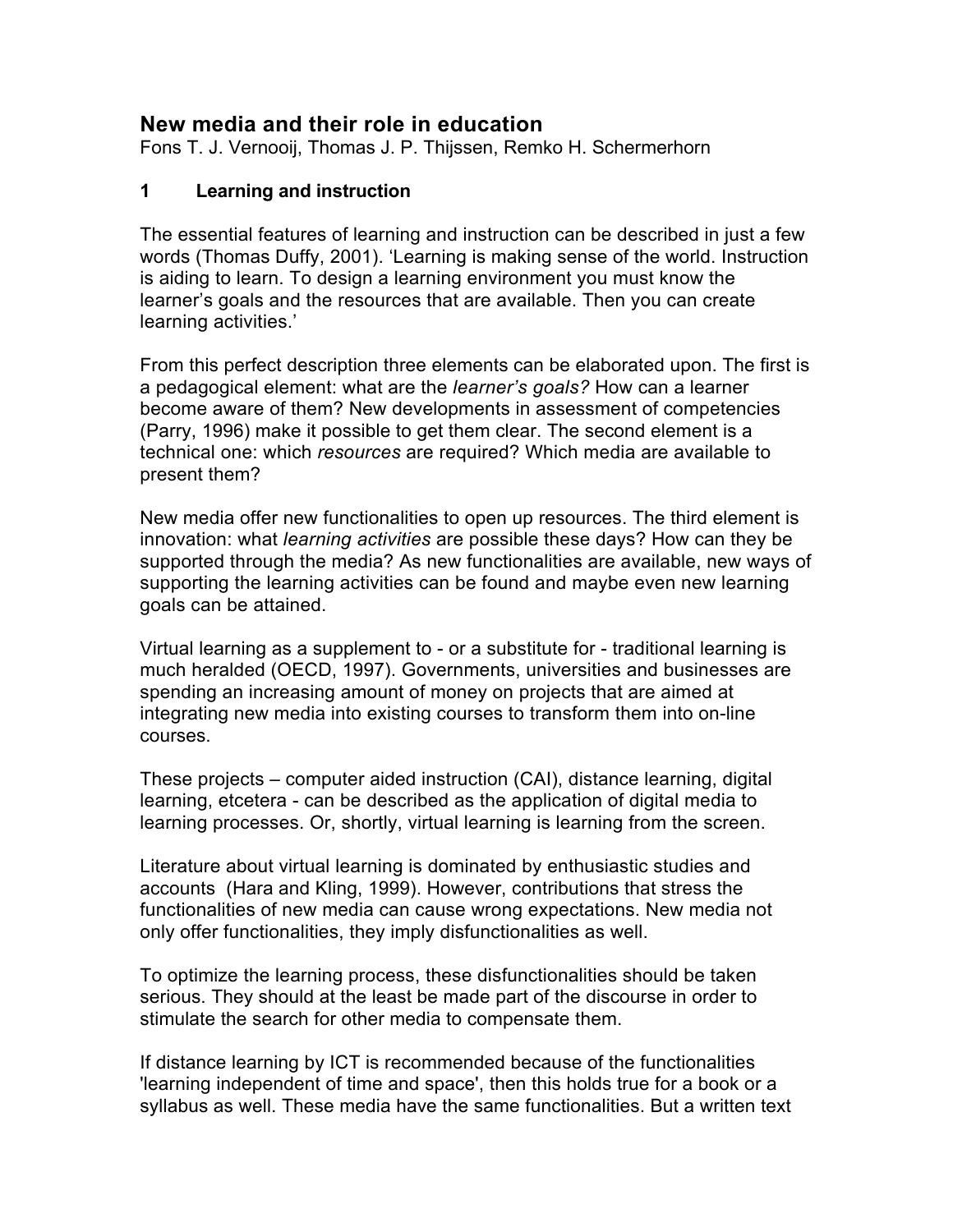# New media and their role in education

Fons T. J. Vernooij, Thomas J. P. Thijssen, Remko H. Schermerhorn

## 1 Learning and instruction

The essential features of learning and instruction can be described in just a few words (Thomas Duffy, 2001). 'Learning is making sense of the world. Instruction is aiding to learn. To design a learning environment you must know the learner's goals and the resources that are available. Then you can create learning activities.'

From this perfect description three elements can be elaborated upon. The first is a pedagogical element: what are the *learner's goals?* How can a learner become aware of them? New developments in assessment of competencies (Parry, 1996) make it possible to get them clear. The second element is a technical one: which *resources* are required? Which media are available to present them?

New media offer new functionalities to open up resources. The third element is innovation: what *learning activities* are possible these days? How can they be supported through the media? As new functionalities are available, new ways of supporting the learning activities can be found and maybe even new learning goals can be attained.

Virtual learning as a supplement to - or a substitute for - traditional learning is much heralded (OECD, 1997). Governments, universities and businesses are spending an increasing amount of money on projects that are aimed at integrating new media into existing courses to transform them into on-line courses.

These projects – computer aided instruction (CAI), distance learning, digital learning, etcetera - can be described as the application of digital media to learning processes. Or, shortly, virtual learning is learning from the screen.

Literature about virtual learning is dominated by enthusiastic studies and accounts (Hara and Kling, 1999). However, contributions that stress the functionalities of new media can cause wrong expectations. New media not only offer functionalities, they imply disfunctionalities as well.

To optimize the learning process, these disfunctionalities should be taken serious. They should at the least be made part of the discourse in order to stimulate the search for other media to compensate them.

If distance learning by ICT is recommended because of the functionalities 'learning independent of time and space', then this holds true for a book or a syllabus as well. These media have the same functionalities. But a written text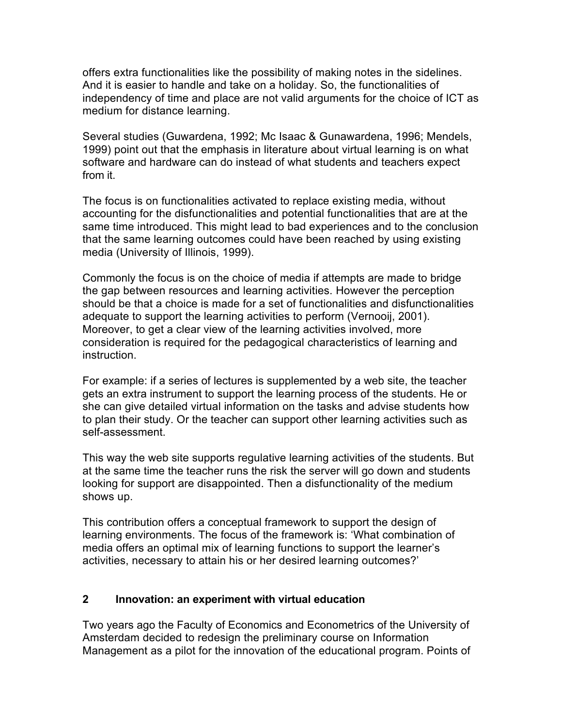offers extra functionalities like the possibility of making notes in the sidelines. And it is easier to handle and take on a holiday. So, the functionalities of independency of time and place are not valid arguments for the choice of ICT as medium for distance learning.

Several studies (Guwardena, 1992; Mc Isaac & Gunawardena, 1996; Mendels, 1999) point out that the emphasis in literature about virtual learning is on what software and hardware can do instead of what students and teachers expect from it.

The focus is on functionalities activated to replace existing media, without accounting for the disfunctionalities and potential functionalities that are at the same time introduced. This might lead to bad experiences and to the conclusion that the same learning outcomes could have been reached by using existing media (University of Illinois, 1999).

Commonly the focus is on the choice of media if attempts are made to bridge the gap between resources and learning activities. However the perception should be that a choice is made for a set of functionalities and disfunctionalities adequate to support the learning activities to perform (Vernooij, 2001). Moreover, to get a clear view of the learning activities involved, more consideration is required for the pedagogical characteristics of learning and instruction.

For example: if a series of lectures is supplemented by a web site, the teacher gets an extra instrument to support the learning process of the students. He or she can give detailed virtual information on the tasks and advise students how to plan their study. Or the teacher can support other learning activities such as self-assessment.

This way the web site supports regulative learning activities of the students. But at the same time the teacher runs the risk the server will go down and students looking for support are disappointed. Then a disfunctionality of the medium shows up.

This contribution offers a conceptual framework to support the design of learning environments. The focus of the framework is: 'What combination of media offers an optimal mix of learning functions to support the learner's activities, necessary to attain his or her desired learning outcomes?'

## 2 Innovation: an experiment with virtual education

Two years ago the Faculty of Economics and Econometrics of the University of Amsterdam decided to redesign the preliminary course on Information Management as a pilot for the innovation of the educational program. Points of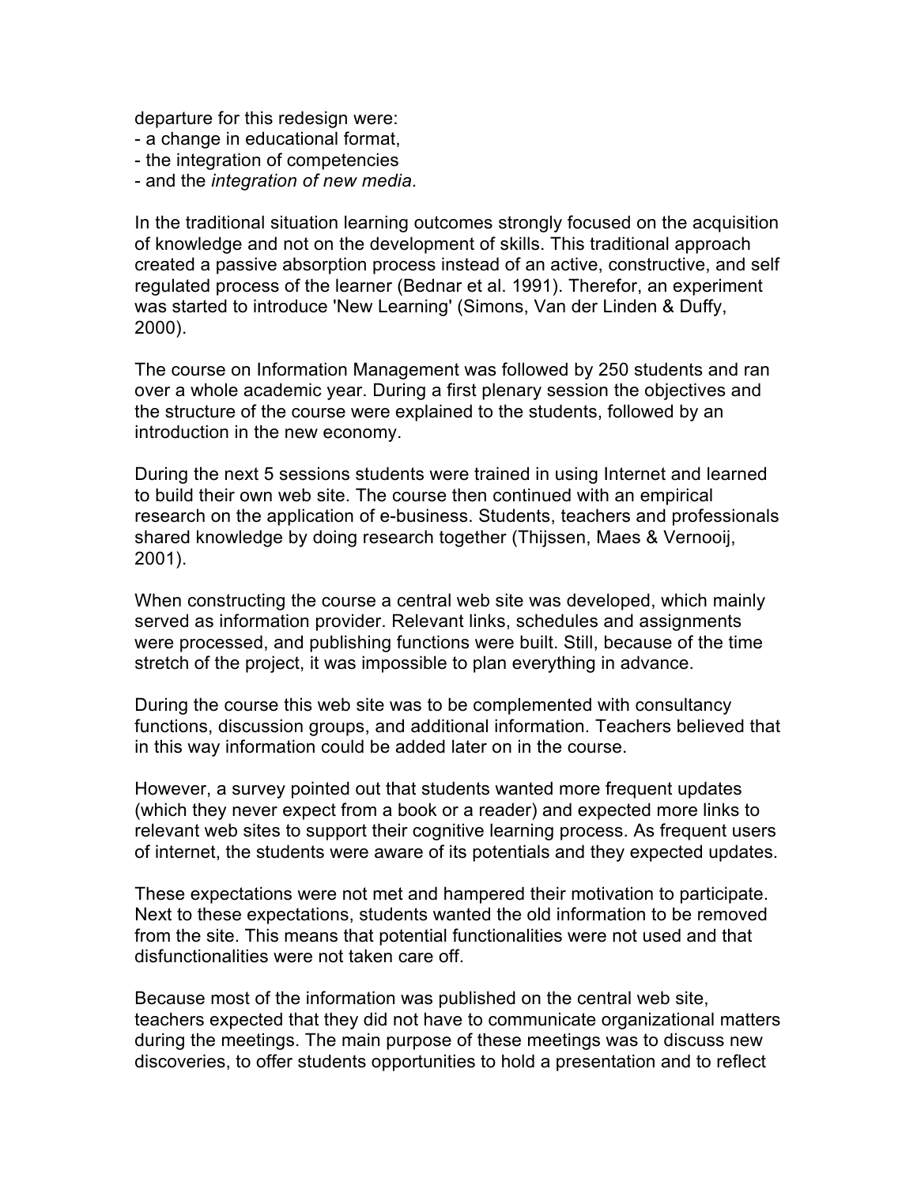departure for this redesign were:
- a change in educational format,
- the integration of competencies
- and the *integration of new media*.

In the traditional situation learning outcomes strongly focused on the acquisition of knowledge and not on the development of skills. This traditional approach created a passive absorption process instead of an active, constructive, and self regulated process of the learner (Bednar et al. 1991). Therefor, an experiment was started to introduce 'New Learning' (Simons, Van der Linden & Duffy, 2000).

The course on Information Management was followed by 250 students and ran over a whole academic year. During a first plenary session the objectives and the structure of the course were explained to the students, followed by an introduction in the new economy.

During the next 5 sessions students were trained in using Internet and learned to build their own web site. The course then continued with an empirical research on the application of e-business. Students, teachers and professionals shared knowledge by doing research together (Thijssen, Maes & Vernooij, 2001).

When constructing the course a central web site was developed, which mainly served as information provider. Relevant links, schedules and assignments were processed, and publishing functions were built. Still, because of the time stretch of the project, it was impossible to plan everything in advance.

During the course this web site was to be complemented with consultancy functions, discussion groups, and additional information. Teachers believed that in this way information could be added later on in the course.

However, a survey pointed out that students wanted more frequent updates (which they never expect from a book or a reader) and expected more links to relevant web sites to support their cognitive learning process. As frequent users of internet, the students were aware of its potentials and they expected updates.

These expectations were not met and hampered their motivation to participate. Next to these expectations, students wanted the old information to be removed from the site. This means that potential functionalities were not used and that disfunctionalities were not taken care off.

Because most of the information was published on the central web site, teachers expected that they did not have to communicate organizational matters during the meetings. The main purpose of these meetings was to discuss new discoveries, to offer students opportunities to hold a presentation and to reflect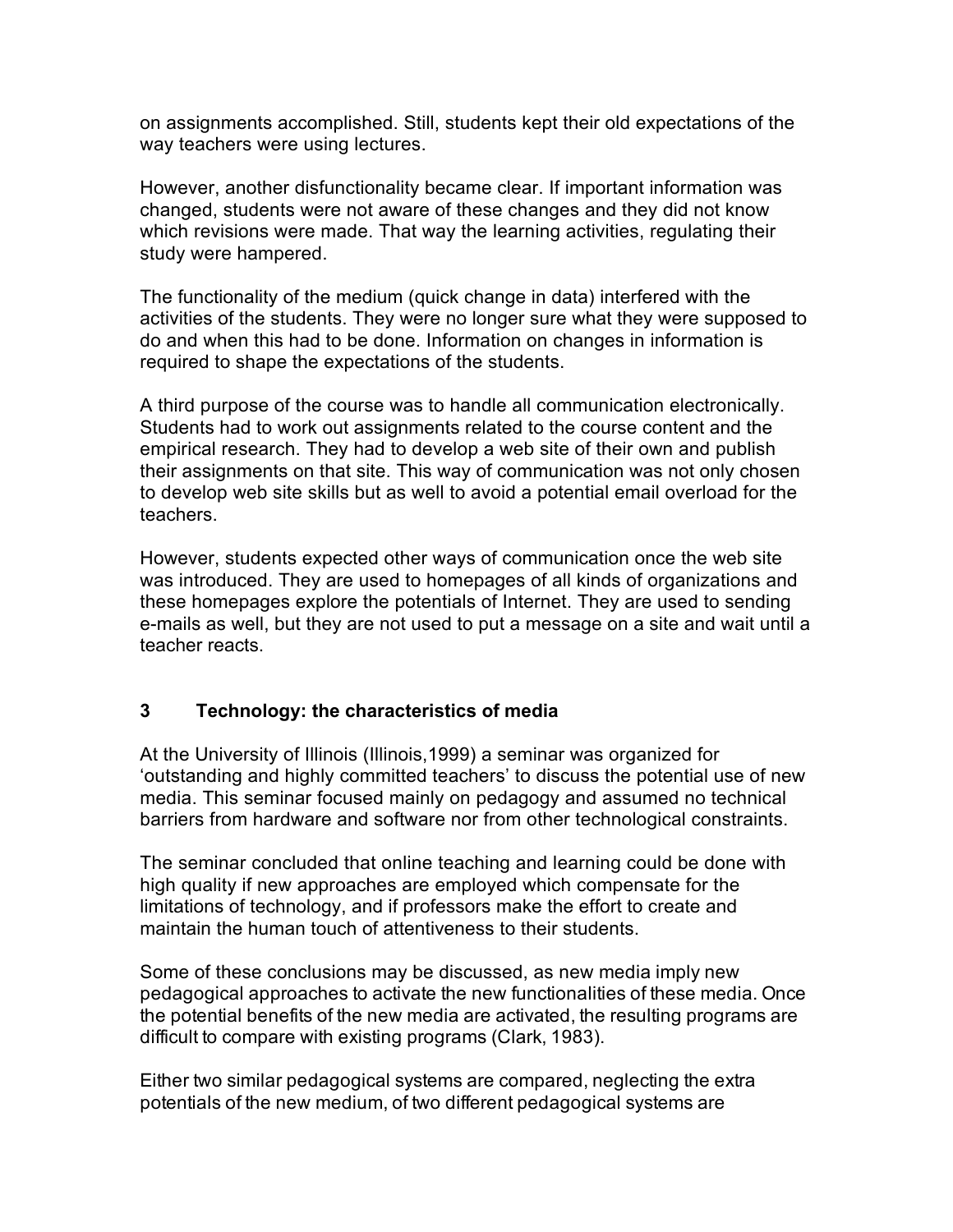on assignments accomplished. Still, students kept their old expectations of the way teachers were using lectures.

However, another disfunctionality became clear. If important information was changed, students were not aware of these changes and they did not know which revisions were made. That way the learning activities, regulating their study were hampered.

The functionality of the medium (quick change in data) interfered with the activities of the students. They were no longer sure what they were supposed to do and when this had to be done. Information on changes in information is required to shape the expectations of the students.

A third purpose of the course was to handle all communication electronically. Students had to work out assignments related to the course content and the empirical research. They had to develop a web site of their own and publish their assignments on that site. This way of communication was not only chosen to develop web site skills but as well to avoid a potential email overload for the teachers.

However, students expected other ways of communication once the web site was introduced. They are used to homepages of all kinds of organizations and these homepages explore the potentials of Internet. They are used to sending e-mails as well, but they are not used to put a message on a site and wait until a teacher reacts.

## 3 Technology: the characteristics of media

At the University of Illinois (Illinois,1999) a seminar was organized for 'outstanding and highly committed teachers' to discuss the potential use of new media. This seminar focused mainly on pedagogy and assumed no technical barriers from hardware and software nor from other technological constraints.

The seminar concluded that online teaching and learning could be done with high quality if new approaches are employed which compensate for the limitations of technology, and if professors make the effort to create and maintain the human touch of attentiveness to their students.

Some of these conclusions may be discussed, as new media imply new pedagogical approaches to activate the new functionalities of these media. Once the potential benefits of the new media are activated, the resulting programs are difficult to compare with existing programs (Clark, 1983).

Either two similar pedagogical systems are compared, neglecting the extra potentials of the new medium, of two different pedagogical systems are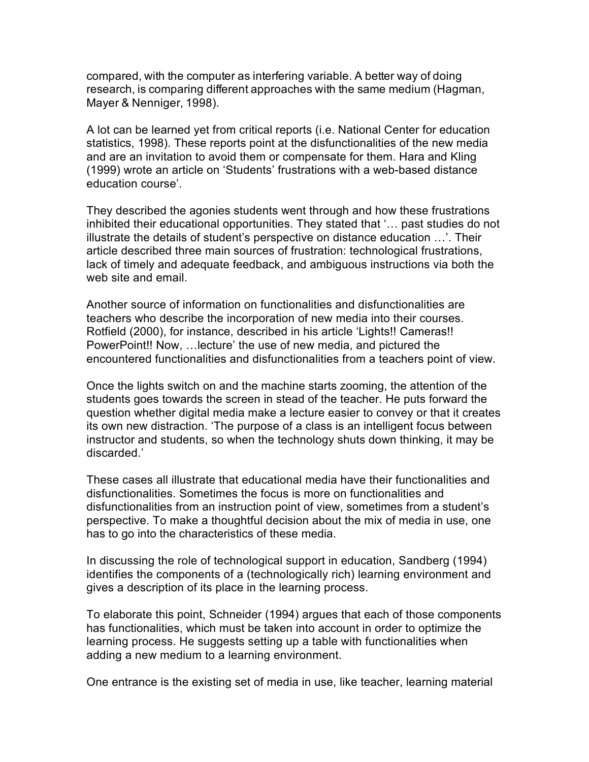compared, with the computer as interfering variable. A better way of doing research, is comparing different approaches with the same medium (Hagman, Mayer & Nenniger, 1998).

A lot can be learned yet from critical reports (i.e. National Center for education statistics, 1998). These reports point at the disfunctionalities of the new media and are an invitation to avoid them or compensate for them. Hara and Kling (1999) wrote an article on 'Students' frustrations with a web-based distance education course'.

They described the agonies students went through and how these frustrations inhibited their educational opportunities. They stated that '… past studies do not illustrate the details of student's perspective on distance education …'. Their article described three main sources of frustration: technological frustrations, lack of timely and adequate feedback, and ambiguous instructions via both the web site and email.

Another source of information on functionalities and disfunctionalities are teachers who describe the incorporation of new media into their courses. Rotfield (2000), for instance, described in his article 'Lights!! Cameras!! PowerPoint!! Now, …lecture' the use of new media, and pictured the encountered functionalities and disfunctionalities from a teachers point of view.

Once the lights switch on and the machine starts zooming, the attention of the students goes towards the screen in stead of the teacher. He puts forward the question whether digital media make a lecture easier to convey or that it creates its own new distraction. 'The purpose of a class is an intelligent focus between instructor and students, so when the technology shuts down thinking, it may be discarded.'

These cases all illustrate that educational media have their functionalities and disfunctionalities. Sometimes the focus is more on functionalities and disfunctionalities from an instruction point of view, sometimes from a student's perspective. To make a thoughtful decision about the mix of media in use, one has to go into the characteristics of these media.

In discussing the role of technological support in education, Sandberg (1994) identifies the components of a (technologically rich) learning environment and gives a description of its place in the learning process.

To elaborate this point, Schneider (1994) argues that each of those components has functionalities, which must be taken into account in order to optimize the learning process. He suggests setting up a table with functionalities when adding a new medium to a learning environment.

One entrance is the existing set of media in use, like teacher, learning material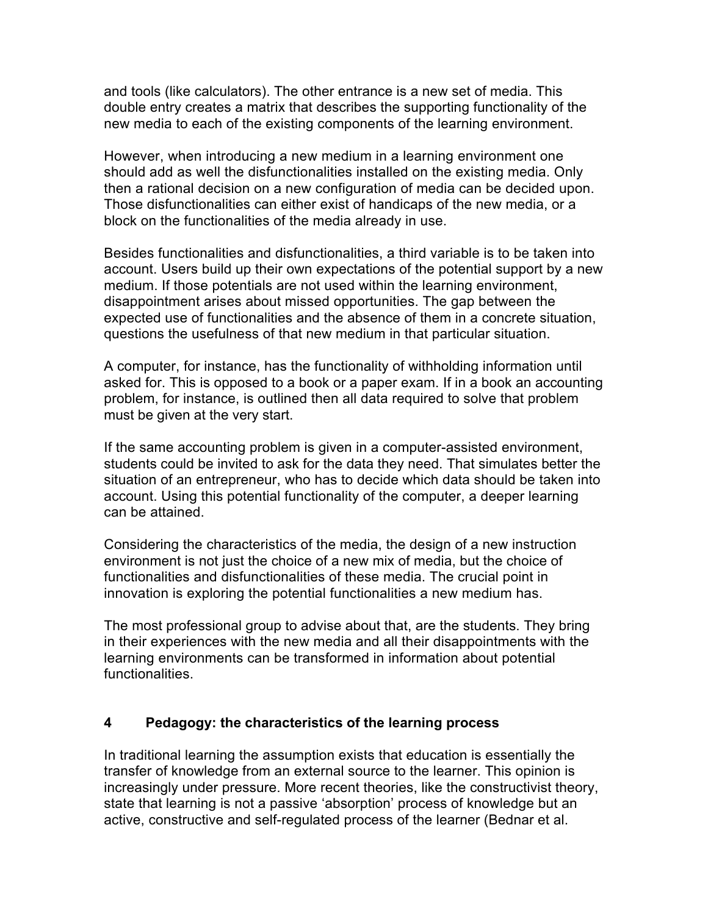and tools (like calculators). The other entrance is a new set of media. This double entry creates a matrix that describes the supporting functionality of the new media to each of the existing components of the learning environment.

However, when introducing a new medium in a learning environment one should add as well the disfunctionalities installed on the existing media. Only then a rational decision on a new configuration of media can be decided upon. Those disfunctionalities can either exist of handicaps of the new media, or a block on the functionalities of the media already in use.

Besides functionalities and disfunctionalities, a third variable is to be taken into account. Users build up their own expectations of the potential support by a new medium. If those potentials are not used within the learning environment, disappointment arises about missed opportunities. The gap between the expected use of functionalities and the absence of them in a concrete situation, questions the usefulness of that new medium in that particular situation.

A computer, for instance, has the functionality of withholding information until asked for. This is opposed to a book or a paper exam. If in a book an accounting problem, for instance, is outlined then all data required to solve that problem must be given at the very start.

If the same accounting problem is given in a computer-assisted environment, students could be invited to ask for the data they need. That simulates better the situation of an entrepreneur, who has to decide which data should be taken into account. Using this potential functionality of the computer, a deeper learning can be attained.

Considering the characteristics of the media, the design of a new instruction environment is not just the choice of a new mix of media, but the choice of functionalities and disfunctionalities of these media. The crucial point in innovation is exploring the potential functionalities a new medium has.

The most professional group to advise about that, are the students. They bring in their experiences with the new media and all their disappointments with the learning environments can be transformed in information about potential functionalities.

## 4 Pedagogy: the characteristics of the learning process

In traditional learning the assumption exists that education is essentially the transfer of knowledge from an external source to the learner. This opinion is increasingly under pressure. More recent theories, like the constructivist theory, state that learning is not a passive 'absorption' process of knowledge but an active, constructive and self-regulated process of the learner (Bednar et al.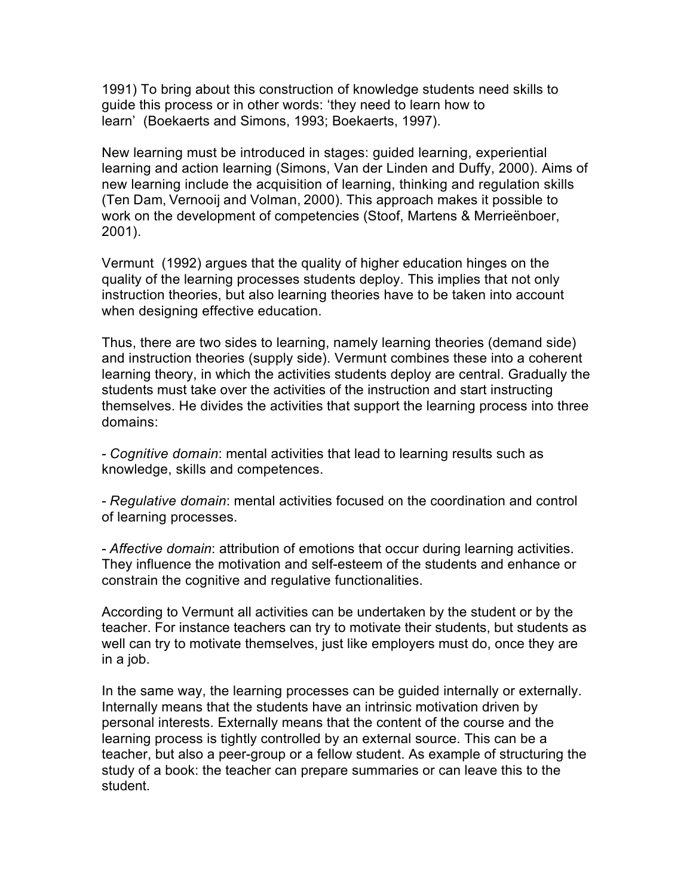1991) To bring about this construction of knowledge students need skills to guide this process or in other words: 'they need to learn how to learn' (Boekaerts and Simons, 1993; Boekaerts, 1997).

New learning must be introduced in stages: guided learning, experiential learning and action learning (Simons, Van der Linden and Duffy, 2000). Aims of new learning include the acquisition of learning, thinking and regulation skills (Ten Dam, Vernooij and Volman, 2000). This approach makes it possible to work on the development of competencies (Stoof, Martens & Merrieënboer, 2001).

Vermunt (1992) argues that the quality of higher education hinges on the quality of the learning processes students deploy. This implies that not only instruction theories, but also learning theories have to be taken into account when designing effective education.

Thus, there are two sides to learning, namely learning theories (demand side) and instruction theories (supply side). Vermunt combines these into a coherent learning theory, in which the activities students deploy are central. Gradually the students must take over the activities of the instruction and start instructing themselves. He divides the activities that support the learning process into three domains:

- *Cognitive domain*: mental activities that lead to learning results such as knowledge, skills and competences.

- *Regulative domain*: mental activities focused on the coordination and control of learning processes.

- *Affective domain*: attribution of emotions that occur during learning activities. They influence the motivation and self-esteem of the students and enhance or constrain the cognitive and regulative functionalities.

According to Vermunt all activities can be undertaken by the student or by the teacher. For instance teachers can try to motivate their students, but students as well can try to motivate themselves, just like employers must do, once they are in a job.

In the same way, the learning processes can be guided internally or externally. Internally means that the students have an intrinsic motivation driven by personal interests. Externally means that the content of the course and the learning process is tightly controlled by an external source. This can be a teacher, but also a peer-group or a fellow student. As example of structuring the study of a book: the teacher can prepare summaries or can leave this to the student.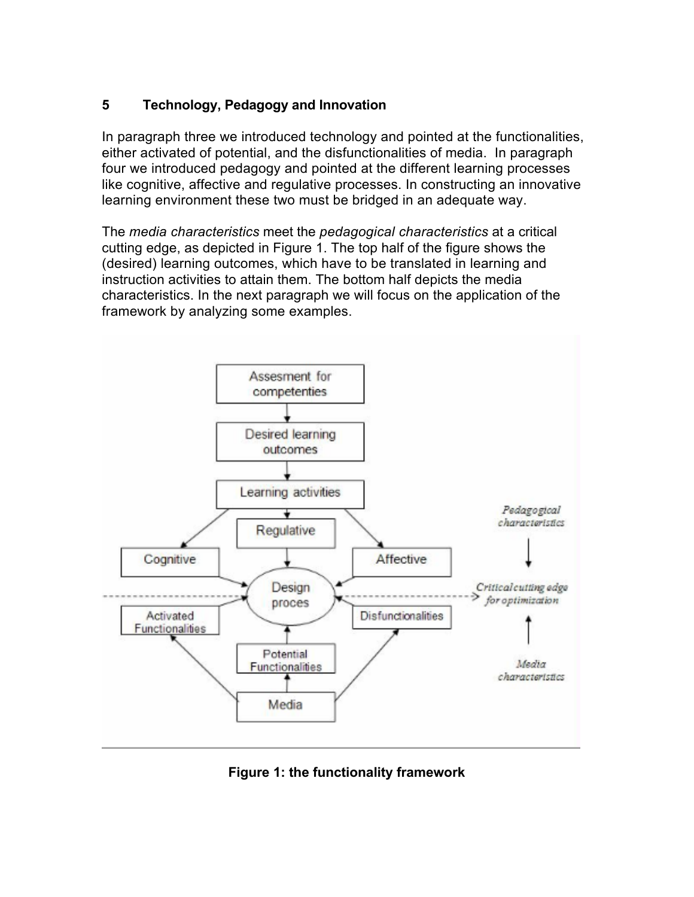## 5 Technology, Pedagogy and Innovation

In paragraph three we introduced technology and pointed at the functionalities, either activated of potential, and the disfunctionalities of media. In paragraph four we introduced pedagogy and pointed at the different learning processes like cognitive, affective and regulative processes. In constructing an innovative learning environment these two must be bridged in an adequate way.

The *media characteristics* meet the *pedagogical characteristics* at a critical cutting edge, as depicted in Figure 1. The top half of the figure shows the (desired) learning outcomes, which have to be translated in learning and instruction activities to attain them. The bottom half depicts the media characteristics. In the next paragraph we will focus on the application of the framework by analyzing some examples.

**Figure 1: the functionality framework**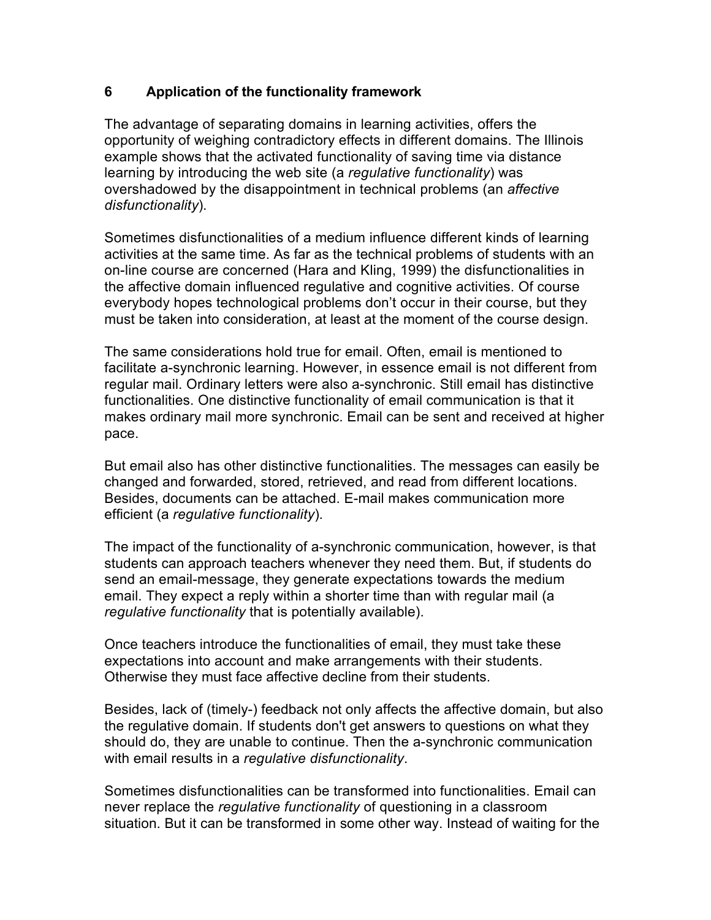## 6 Application of the functionality framework

The advantage of separating domains in learning activities, offers the opportunity of weighing contradictory effects in different domains. The Illinois example shows that the activated functionality of saving time via distance learning by introducing the web site (a *regulative functionality*) was overshadowed by the disappointment in technical problems (an *affective disfunctionality*).

Sometimes disfunctionalities of a medium influence different kinds of learning activities at the same time. As far as the technical problems of students with an on-line course are concerned (Hara and Kling, 1999) the disfunctionalities in the affective domain influenced regulative and cognitive activities. Of course everybody hopes technological problems don't occur in their course, but they must be taken into consideration, at least at the moment of the course design.

The same considerations hold true for email. Often, email is mentioned to facilitate a-synchronic learning. However, in essence email is not different from regular mail. Ordinary letters were also a-synchronic. Still email has distinctive functionalities. One distinctive functionality of email communication is that it makes ordinary mail more synchronic. Email can be sent and received at higher pace.

But email also has other distinctive functionalities. The messages can easily be changed and forwarded, stored, retrieved, and read from different locations. Besides, documents can be attached. E-mail makes communication more efficient (a *regulative functionality*).

The impact of the functionality of a-synchronic communication, however, is that students can approach teachers whenever they need them. But, if students do send an email-message, they generate expectations towards the medium email. They expect a reply within a shorter time than with regular mail (a *regulative functionality* that is potentially available).

Once teachers introduce the functionalities of email, they must take these expectations into account and make arrangements with their students. Otherwise they must face affective decline from their students.

Besides, lack of (timely-) feedback not only affects the affective domain, but also the regulative domain. If students don't get answers to questions on what they should do, they are unable to continue. Then the a-synchronic communication with email results in a *regulative disfunctionality*.

Sometimes disfunctionalities can be transformed into functionalities. Email can never replace the *regulative functionality* of questioning in a classroom situation. But it can be transformed in some other way. Instead of waiting for the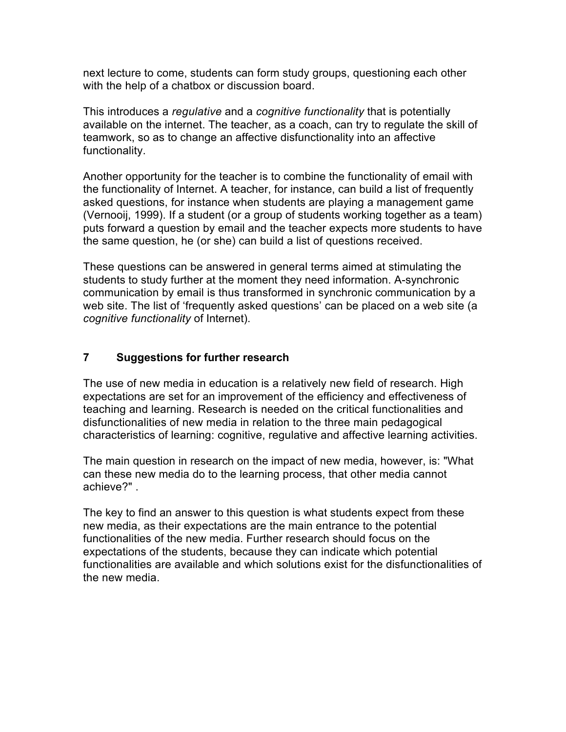next lecture to come, students can form study groups, questioning each other with the help of a chatbox or discussion board.

This introduces a *regulative* and a *cognitive functionality* that is potentially available on the internet. The teacher, as a coach, can try to regulate the skill of teamwork, so as to change an affective disfunctionality into an affective functionality.

Another opportunity for the teacher is to combine the functionality of email with the functionality of Internet. A teacher, for instance, can build a list of frequently asked questions, for instance when students are playing a management game (Vernooij, 1999). If a student (or a group of students working together as a team) puts forward a question by email and the teacher expects more students to have the same question, he (or she) can build a list of questions received.

These questions can be answered in general terms aimed at stimulating the students to study further at the moment they need information. A-synchronic communication by email is thus transformed in synchronic communication by a web site. The list of 'frequently asked questions' can be placed on a web site (a *cognitive functionality* of Internet).

## 7 Suggestions for further research

The use of new media in education is a relatively new field of research. High expectations are set for an improvement of the efficiency and effectiveness of teaching and learning. Research is needed on the critical functionalities and disfunctionalities of new media in relation to the three main pedagogical characteristics of learning: cognitive, regulative and affective learning activities.

The main question in research on the impact of new media, however, is: "What can these new media do to the learning process, that other media cannot achieve?" .

The key to find an answer to this question is what students expect from these new media, as their expectations are the main entrance to the potential functionalities of the new media. Further research should focus on the expectations of the students, because they can indicate which potential functionalities are available and which solutions exist for the disfunctionalities of the new media.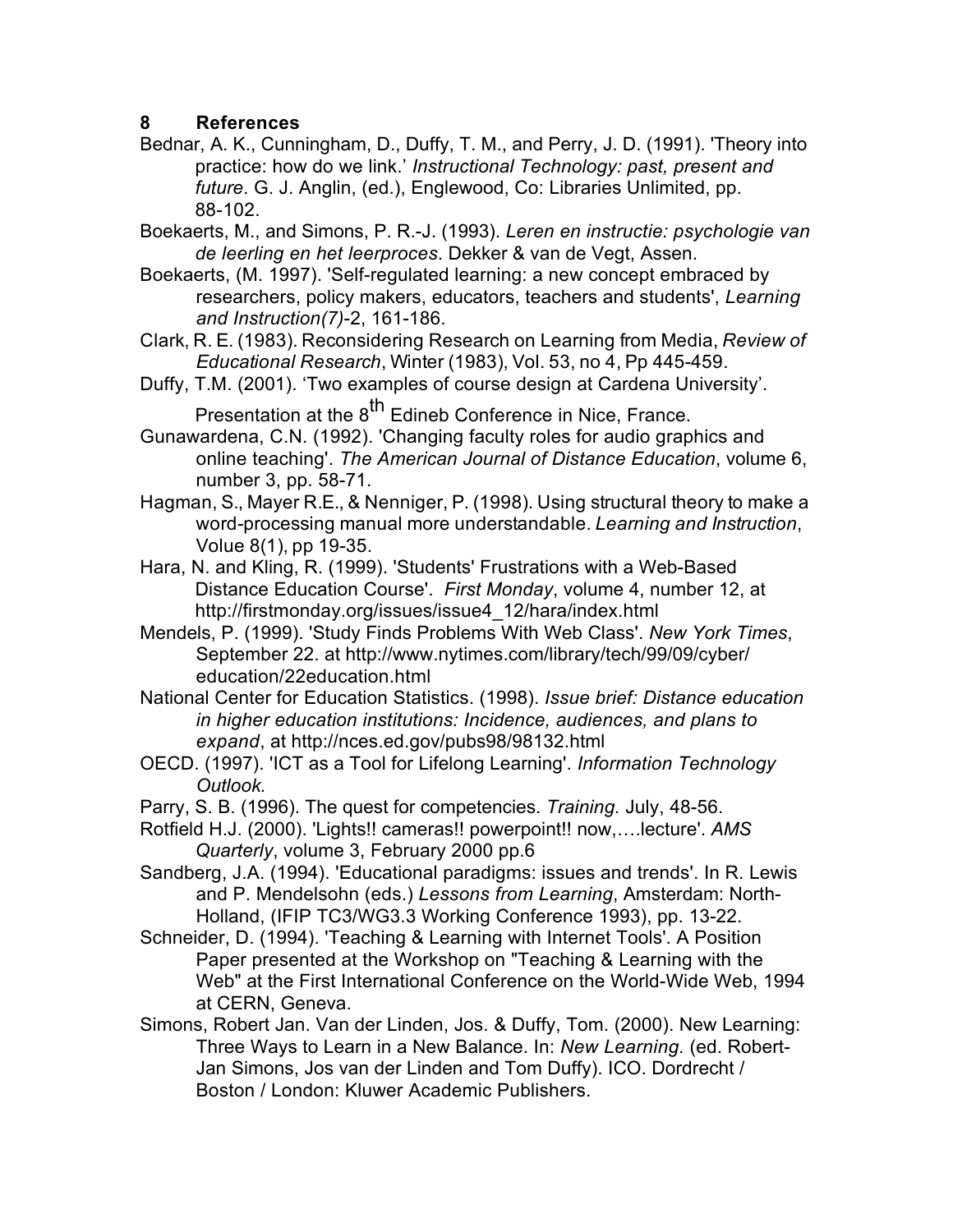## 8 References

Bednar, A. K., Cunningham, D., Duffy, T. M., and Perry, J. D. (1991). 'Theory into practice: how do we link.' *Instructional Technology: past, present and future*. G. J. Anglin, (ed.), Englewood, Co: Libraries Unlimited, pp. 88-102.

Boekaerts, M., and Simons, P. R.-J. (1993). *Leren en instructie: psychologie van de leerling en het leerproces*. Dekker & van de Vegt, Assen.

Boekaerts, (M. 1997). 'Self-regulated learning: a new concept embraced by researchers, policy makers, educators, teachers and students', *Learning and Instruction(7)*-2, 161-186.

Clark, R. E. (1983). Reconsidering Research on Learning from Media, *Review of Educational Research*, Winter (1983), Vol. 53, no 4, Pp 445-459.

Duffy, T.M. (2001). 'Two examples of course design at Cardena University'. Presentation at the 8th Edineb Conference in Nice, France.

Gunawardena, C.N. (1992). 'Changing faculty roles for audio graphics and online teaching'. *The American Journal of Distance Education*, volume 6, number 3, pp. 58-71.

Hagman, S., Mayer R.E., & Nenniger, P. (1998). Using structural theory to make a word-processing manual more understandable. *Learning and Instruction*, Volue 8(1), pp 19-35.

Hara, N. and Kling, R. (1999). 'Students' Frustrations with a Web-Based Distance Education Course'. *First Monday*, volume 4, number 12, at http://firstmonday.org/issues/issue4_12/hara/index.html

Mendels, P. (1999). 'Study Finds Problems With Web Class'. *New York Times*, September 22. at http://www.nytimes.com/library/tech/99/09/cyber/education/22education.html

National Center for Education Statistics. (1998). *Issue brief: Distance education in higher education institutions: Incidence, audiences, and plans to expand*, at http://nces.ed.gov/pubs98/98132.html

OECD. (1997). 'ICT as a Tool for Lifelong Learning'. *Information Technology Outlook.*

Parry, S. B. (1996). The quest for competencies. *Training.* July, 48-56.

Rotfield H.J. (2000). 'Lights!! cameras!! powerpoint!! now,….lecture'. *AMS Quarterly*, volume 3, February 2000 pp.6

Sandberg, J.A. (1994). 'Educational paradigms: issues and trends'. In R. Lewis and P. Mendelsohn (eds.) *Lessons from Learning*, Amsterdam: North-Holland, (IFIP TC3/WG3.3 Working Conference 1993), pp. 13-22.

Schneider, D. (1994). 'Teaching & Learning with Internet Tools'. A Position Paper presented at the Workshop on "Teaching & Learning with the Web" at the First International Conference on the World-Wide Web, 1994 at CERN, Geneva.

Simons, Robert Jan. Van der Linden, Jos. & Duffy, Tom. (2000). New Learning: Three Ways to Learn in a New Balance. In: *New Learning.* (ed. Robert-Jan Simons, Jos van der Linden and Tom Duffy). ICO. Dordrecht / Boston / London: Kluwer Academic Publishers.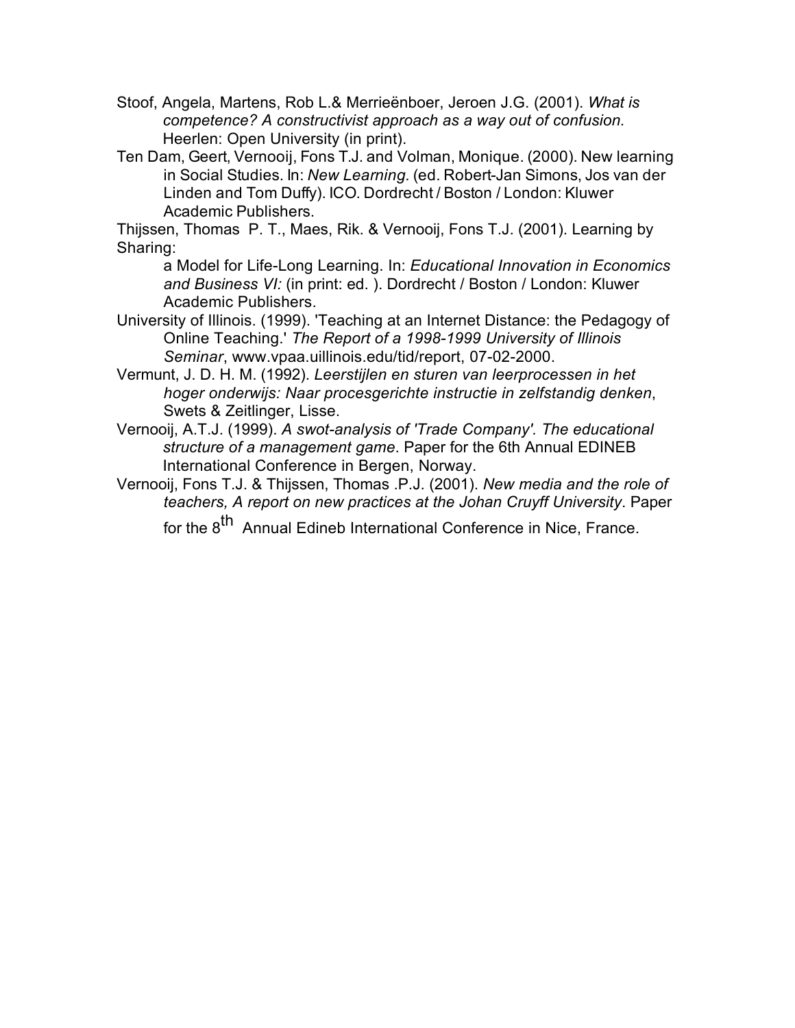Stoof, Angela, Martens, Rob L.& Merrieënboer, Jeroen J.G. (2001). *What is competence? A constructivist approach as a way out of confusion.* Heerlen: Open University (in print).

Ten Dam, Geert, Vernooij, Fons T.J. and Volman, Monique. (2000). New learning in Social Studies. In: *New Learning.* (ed. Robert-Jan Simons, Jos van der Linden and Tom Duffy). ICO. Dordrecht / Boston / London: Kluwer Academic Publishers.

Thijssen, Thomas P. T., Maes, Rik. & Vernooij, Fons T.J. (2001). Learning by Sharing:
a Model for Life-Long Learning. In: *Educational Innovation in Economics and Business VI:* (in print: ed. ). Dordrecht / Boston / London: Kluwer Academic Publishers.

University of Illinois. (1999). 'Teaching at an Internet Distance: the Pedagogy of Online Teaching.' *The Report of a 1998-1999 University of Illinois Seminar*, www.vpaa.uillinois.edu/tid/report, 07-02-2000.

Vermunt, J. D. H. M. (1992). *Leerstijlen en sturen van leerprocessen in het hoger onderwijs: Naar procesgerichte instructie in zelfstandig denken*, Swets & Zeitlinger, Lisse.

Vernooij, A.T.J. (1999). *A swot-analysis of 'Trade Company'. The educational structure of a management game*. Paper for the 6th Annual EDINEB International Conference in Bergen, Norway.

Vernooij, Fons T.J. & Thijssen, Thomas .P.J. (2001). *New media and the role of teachers, A report on new practices at the Johan Cruyff University*. Paper for the 8th Annual Edineb International Conference in Nice, France.